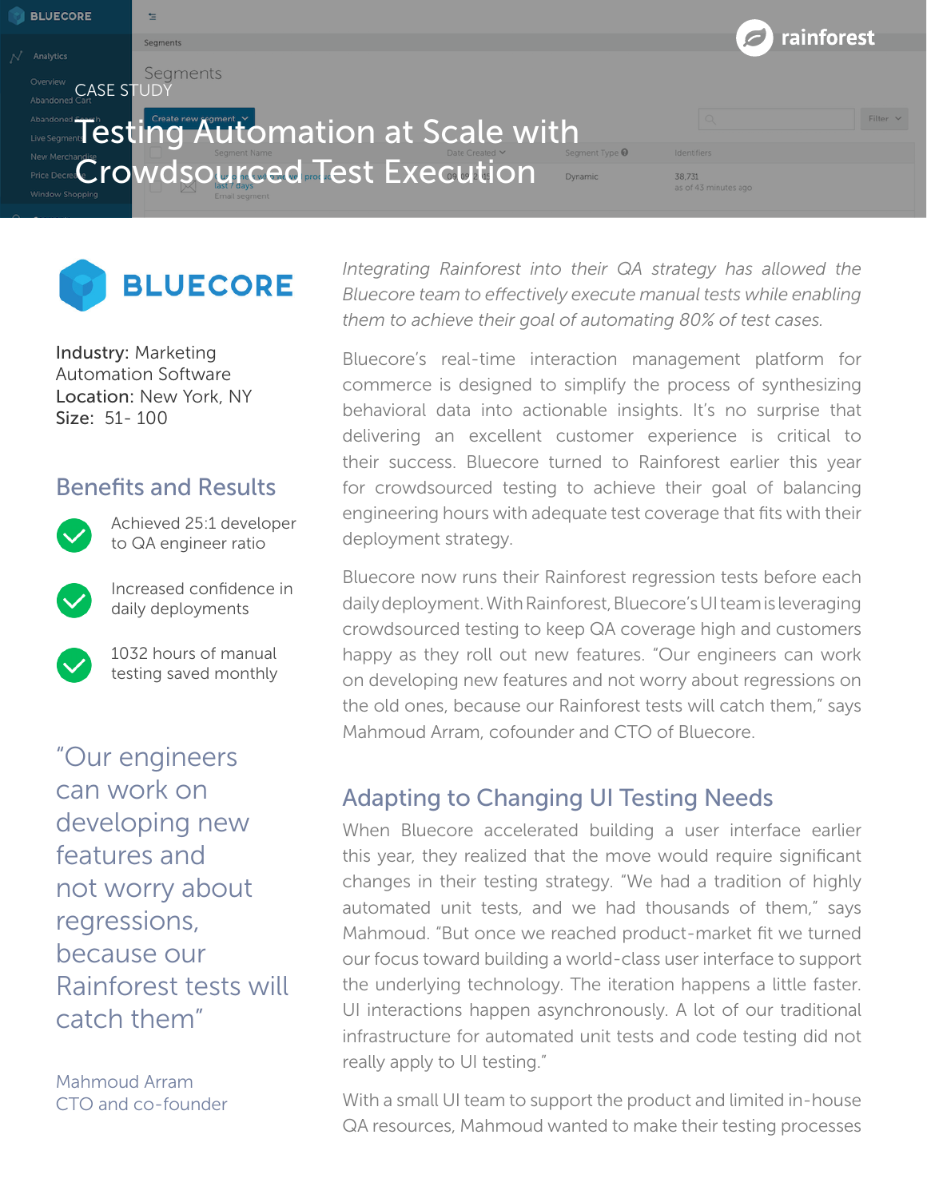CASE STUDY

# Testing Automation at Scale with Crowdsourced Test Execution

BLUECORE

**Industry:** Marketing Automation Software
**Location:** New York, NY
**Size:** 51- 100

## Benefits and Results

- Achieved 25:1 developer to QA engineer ratio
- Increased confidence in daily deployments
- 1032 hours of manual testing saved monthly

"Our engineers can work on developing new features and not worry about regressions, because our Rainforest tests will catch them"

Mahmoud Arram
CTO and co-founder

*Integrating Rainforest into their QA strategy has allowed the Bluecore team to effectively execute manual tests while enabling them to achieve their goal of automating 80% of test cases.*

Bluecore's real-time interaction management platform for commerce is designed to simplify the process of synthesizing behavioral data into actionable insights. It's no surprise that delivering an excellent customer experience is critical to their success. Bluecore turned to Rainforest earlier this year for crowdsourced testing to achieve their goal of balancing engineering hours with adequate test coverage that fits with their deployment strategy.

Bluecore now runs their Rainforest regression tests before each daily deployment. With Rainforest, Bluecore's UI team is leveraging crowdsourced testing to keep QA coverage high and customers happy as they roll out new features. "Our engineers can work on developing new features and not worry about regressions on the old ones, because our Rainforest tests will catch them," says Mahmoud Arram, cofounder and CTO of Bluecore.

## Adapting to Changing UI Testing Needs

When Bluecore accelerated building a user interface earlier this year, they realized that the move would require significant changes in their testing strategy. "We had a tradition of highly automated unit tests, and we had thousands of them," says Mahmoud. "But once we reached product-market fit we turned our focus toward building a world-class user interface to support the underlying technology. The iteration happens a little faster. UI interactions happen asynchronously. A lot of our traditional infrastructure for automated unit tests and code testing did not really apply to UI testing."

With a small UI team to support the product and limited in-house QA resources, Mahmoud wanted to make their testing processes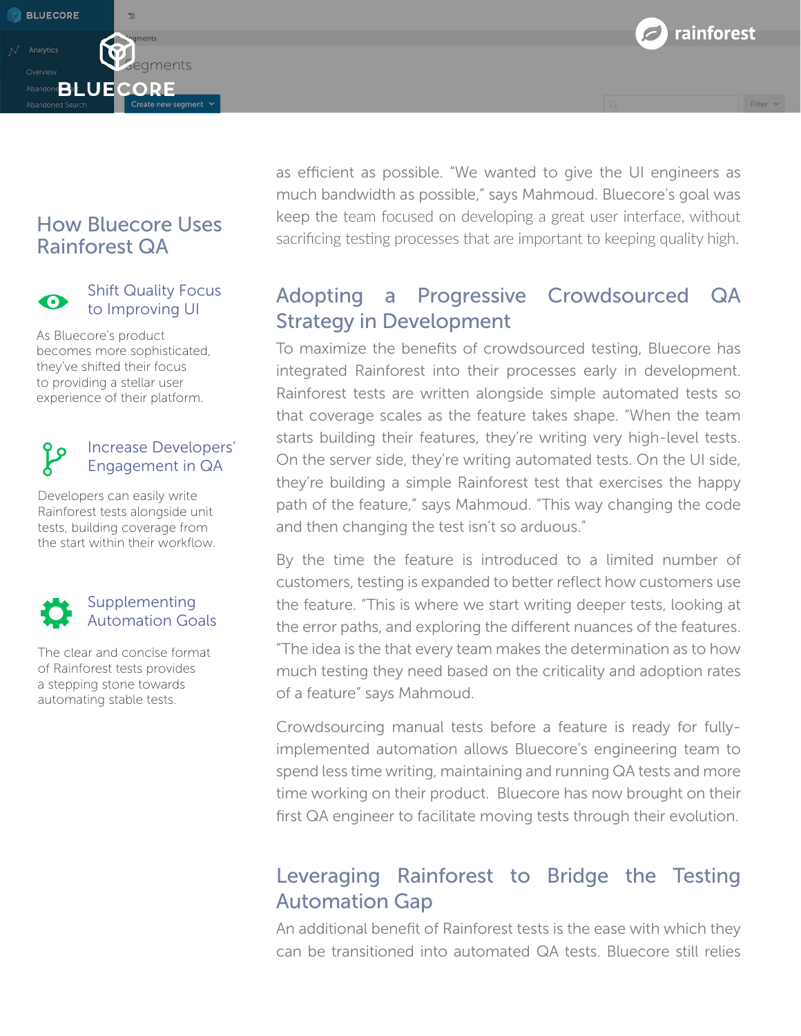## How Bluecore Uses Rainforest QA

### Shift Quality Focus to Improving UI

As Bluecore's product becomes more sophisticated, they've shifted their focus to providing a stellar user experience of their platform.

### Increase Developers' Engagement in QA

Developers can easily write Rainforest tests alongside unit tests, building coverage from the start within their workflow.

### Supplementing Automation Goals

The clear and concise format of Rainforest tests provides a stepping stone towards automating stable tests.

as efficient as possible. "We wanted to give the UI engineers as much bandwidth as possible," says Mahmoud. Bluecore's goal was keep the team focused on developing a great user interface, without sacrificing testing processes that are important to keeping quality high.

## Adopting a Progressive Crowdsourced QA Strategy in Development

To maximize the benefits of crowdsourced testing, Bluecore has integrated Rainforest into their processes early in development. Rainforest tests are written alongside simple automated tests so that coverage scales as the feature takes shape. "When the team starts building their features, they're writing very high-level tests. On the server side, they're writing automated tests. On the UI side, they're building a simple Rainforest test that exercises the happy path of the feature," says Mahmoud. "This way changing the code and then changing the test isn't so arduous."

By the time the feature is introduced to a limited number of customers, testing is expanded to better reflect how customers use the feature. "This is where we start writing deeper tests, looking at the error paths, and exploring the different nuances of the features. "The idea is the that every team makes the determination as to how much testing they need based on the criticality and adoption rates of a feature" says Mahmoud.

Crowdsourcing manual tests before a feature is ready for fully-implemented automation allows Bluecore's engineering team to spend less time writing, maintaining and running QA tests and more time working on their product. Bluecore has now brought on their first QA engineer to facilitate moving tests through their evolution.

## Leveraging Rainforest to Bridge the Testing Automation Gap

An additional benefit of Rainforest tests is the ease with which they can be transitioned into automated QA tests. Bluecore still relies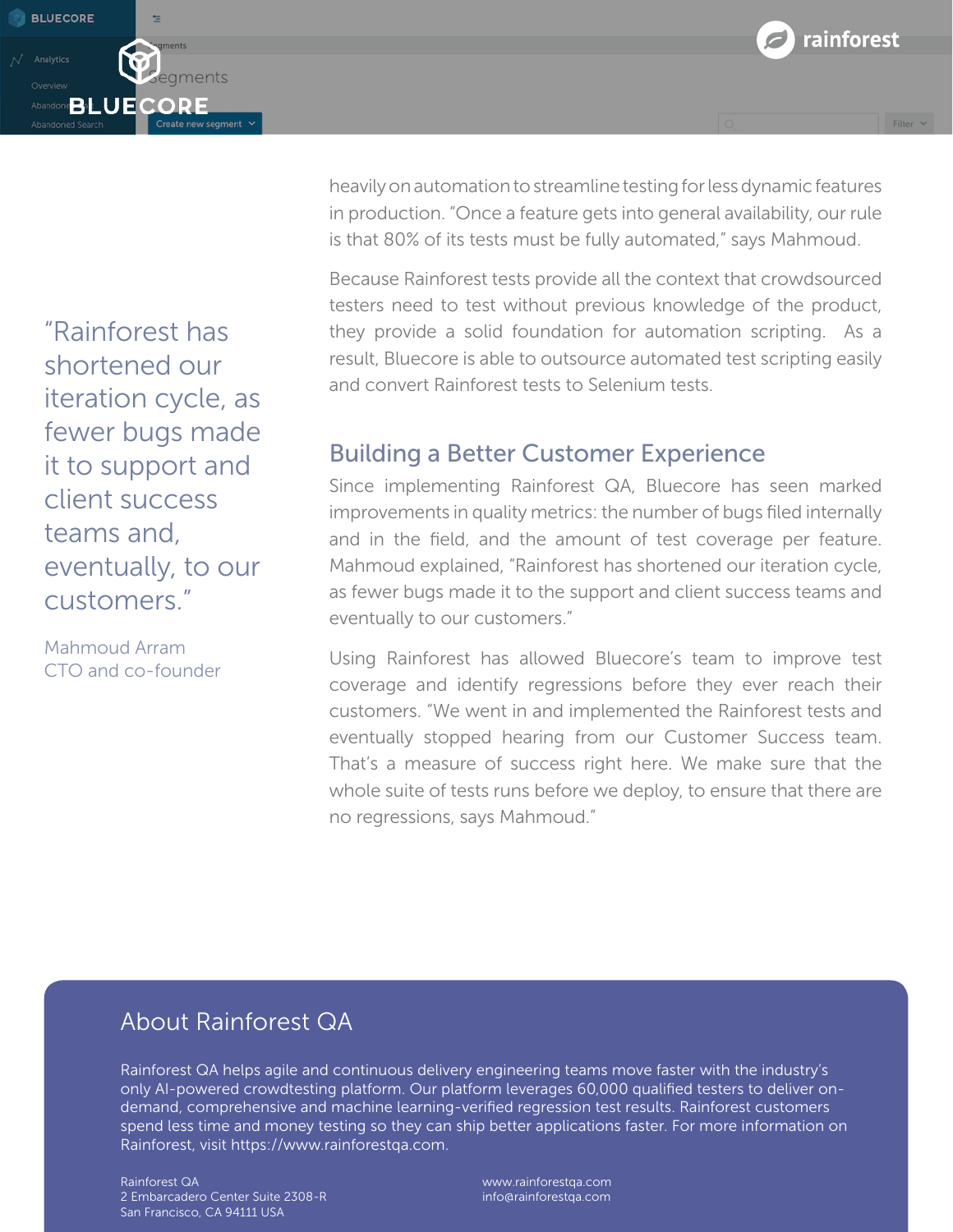heavily on automation to streamline testing for less dynamic features in production. “Once a feature gets into general availability, our rule is that 80% of its tests must be fully automated,” says Mahmoud.

Because Rainforest tests provide all the context that crowdsourced testers need to test without previous knowledge of the product, they provide a solid foundation for automation scripting. As a result, Bluecore is able to outsource automated test scripting easily and convert Rainforest tests to Selenium tests.

> “Rainforest has shortened our iteration cycle, as fewer bugs made it to support and client success teams and, eventually, to our customers.”
>
> Mahmoud Arram
> CTO and co-founder

## Building a Better Customer Experience

Since implementing Rainforest QA, Bluecore has seen marked improvements in quality metrics: the number of bugs filed internally and in the field, and the amount of test coverage per feature. Mahmoud explained, “Rainforest has shortened our iteration cycle, as fewer bugs made it to the support and client success teams and eventually to our customers.”

Using Rainforest has allowed Bluecore’s team to improve test coverage and identify regressions before they ever reach their customers. “We went in and implemented the Rainforest tests and eventually stopped hearing from our Customer Success team. That’s a measure of success right here. We make sure that the whole suite of tests runs before we deploy, to ensure that there are no regressions, says Mahmoud.”

## About Rainforest QA

Rainforest QA helps agile and continuous delivery engineering teams move faster with the industry’s only AI-powered crowdtesting platform. Our platform leverages 60,000 qualified testers to deliver on-demand, comprehensive and machine learning-verified regression test results. Rainforest customers spend less time and money testing so they can ship better applications faster. For more information on Rainforest, visit https://www.rainforestqa.com.

Rainforest QA
2 Embarcadero Center Suite 2308-R
San Francisco, CA 94111 USA

www.rainforestqa.com
info@rainforestqa.com